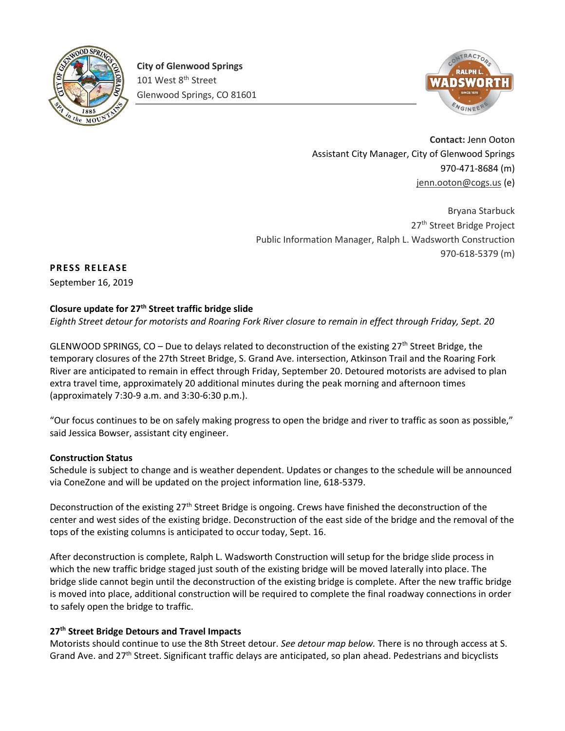**City of Glenwood Springs**
101 West 8th Street
Glenwood Springs, CO 81601

**Contact:** Jenn Ooton
Assistant City Manager, City of Glenwood Springs
970-471-8684 (m)
jenn.ooton@cogs.us (e)

Bryana Starbuck
27th Street Bridge Project
Public Information Manager, Ralph L. Wadsworth Construction
970-618-5379 (m)

**PRESS RELEASE**

September 16, 2019

### Closure update for 27th Street traffic bridge slide

*Eighth Street detour for motorists and Roaring Fork River closure to remain in effect through Friday, Sept. 20*

GLENWOOD SPRINGS, CO – Due to delays related to deconstruction of the existing 27th Street Bridge, the temporary closures of the 27th Street Bridge, S. Grand Ave. intersection, Atkinson Trail and the Roaring Fork River are anticipated to remain in effect through Friday, September 20. Detoured motorists are advised to plan extra travel time, approximately 20 additional minutes during the peak morning and afternoon times (approximately 7:30-9 a.m. and 3:30-6:30 p.m.).

"Our focus continues to be on safely making progress to open the bridge and river to traffic as soon as possible," said Jessica Bowser, assistant city engineer.

#### Construction Status

Schedule is subject to change and is weather dependent. Updates or changes to the schedule will be announced via ConeZone and will be updated on the project information line, 618-5379.

Deconstruction of the existing 27th Street Bridge is ongoing. Crews have finished the deconstruction of the center and west sides of the existing bridge. Deconstruction of the east side of the bridge and the removal of the tops of the existing columns is anticipated to occur today, Sept. 16.

After deconstruction is complete, Ralph L. Wadsworth Construction will setup for the bridge slide process in which the new traffic bridge staged just south of the existing bridge will be moved laterally into place. The bridge slide cannot begin until the deconstruction of the existing bridge is complete. After the new traffic bridge is moved into place, additional construction will be required to complete the final roadway connections in order to safely open the bridge to traffic.

#### 27th Street Bridge Detours and Travel Impacts

Motorists should continue to use the 8th Street detour. *See detour map below.* There is no through access at S. Grand Ave. and 27th Street. Significant traffic delays are anticipated, so plan ahead. Pedestrians and bicyclists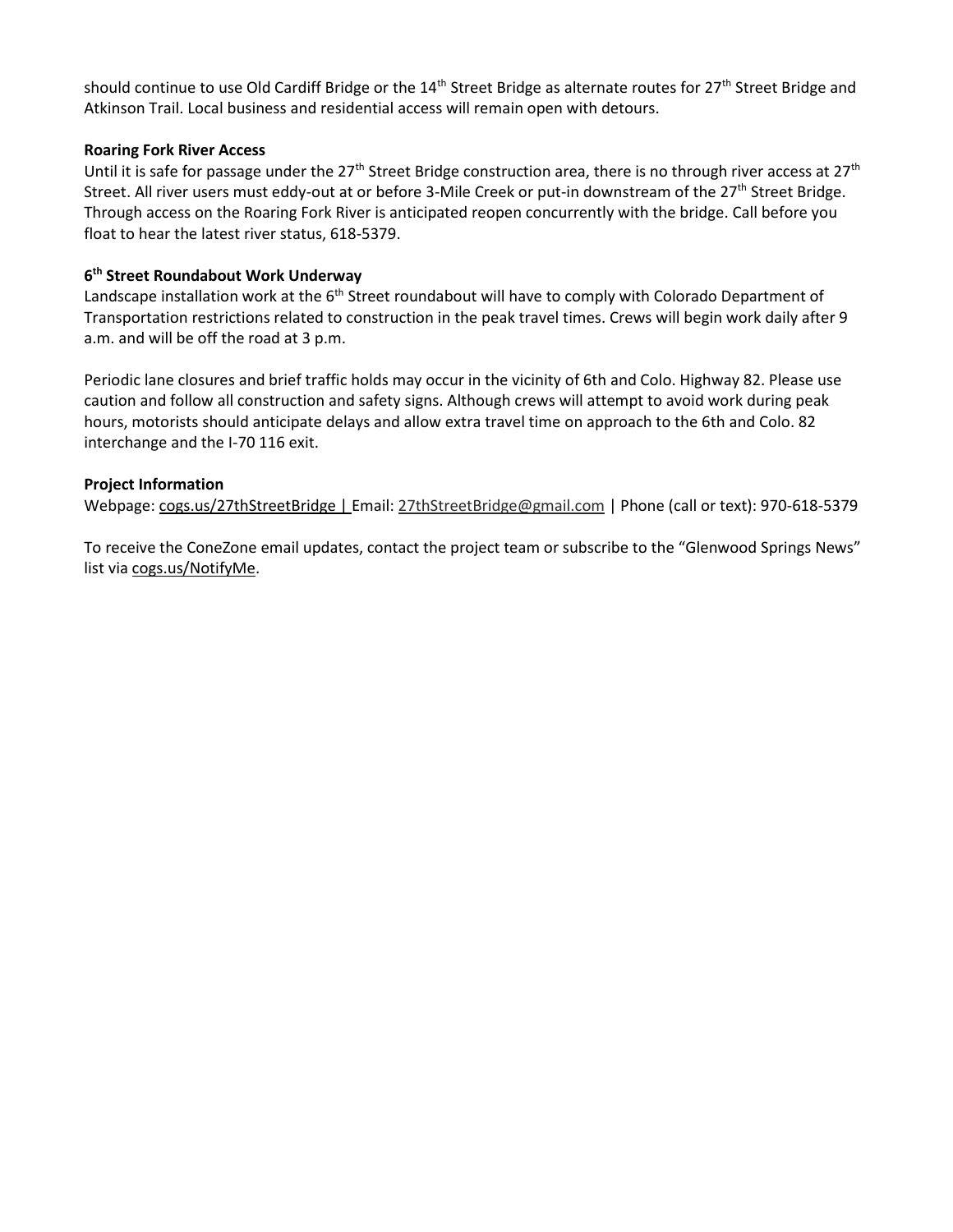should continue to use Old Cardiff Bridge or the 14th Street Bridge as alternate routes for 27th Street Bridge and Atkinson Trail. Local business and residential access will remain open with detours.

**Roaring Fork River Access**

Until it is safe for passage under the 27th Street Bridge construction area, there is no through river access at 27th Street. All river users must eddy-out at or before 3-Mile Creek or put-in downstream of the 27th Street Bridge. Through access on the Roaring Fork River is anticipated reopen concurrently with the bridge. Call before you float to hear the latest river status, 618-5379.

**6th Street Roundabout Work Underway**

Landscape installation work at the 6th Street roundabout will have to comply with Colorado Department of Transportation restrictions related to construction in the peak travel times. Crews will begin work daily after 9 a.m. and will be off the road at 3 p.m.

Periodic lane closures and brief traffic holds may occur in the vicinity of 6th and Colo. Highway 82. Please use caution and follow all construction and safety signs. Although crews will attempt to avoid work during peak hours, motorists should anticipate delays and allow extra travel time on approach to the 6th and Colo. 82 interchange and the I-70 116 exit.

**Project Information**

Webpage: cogs.us/27thStreetBridge | Email: 27thStreetBridge@gmail.com | Phone (call or text): 970-618-5379

To receive the ConeZone email updates, contact the project team or subscribe to the "Glenwood Springs News" list via cogs.us/NotifyMe.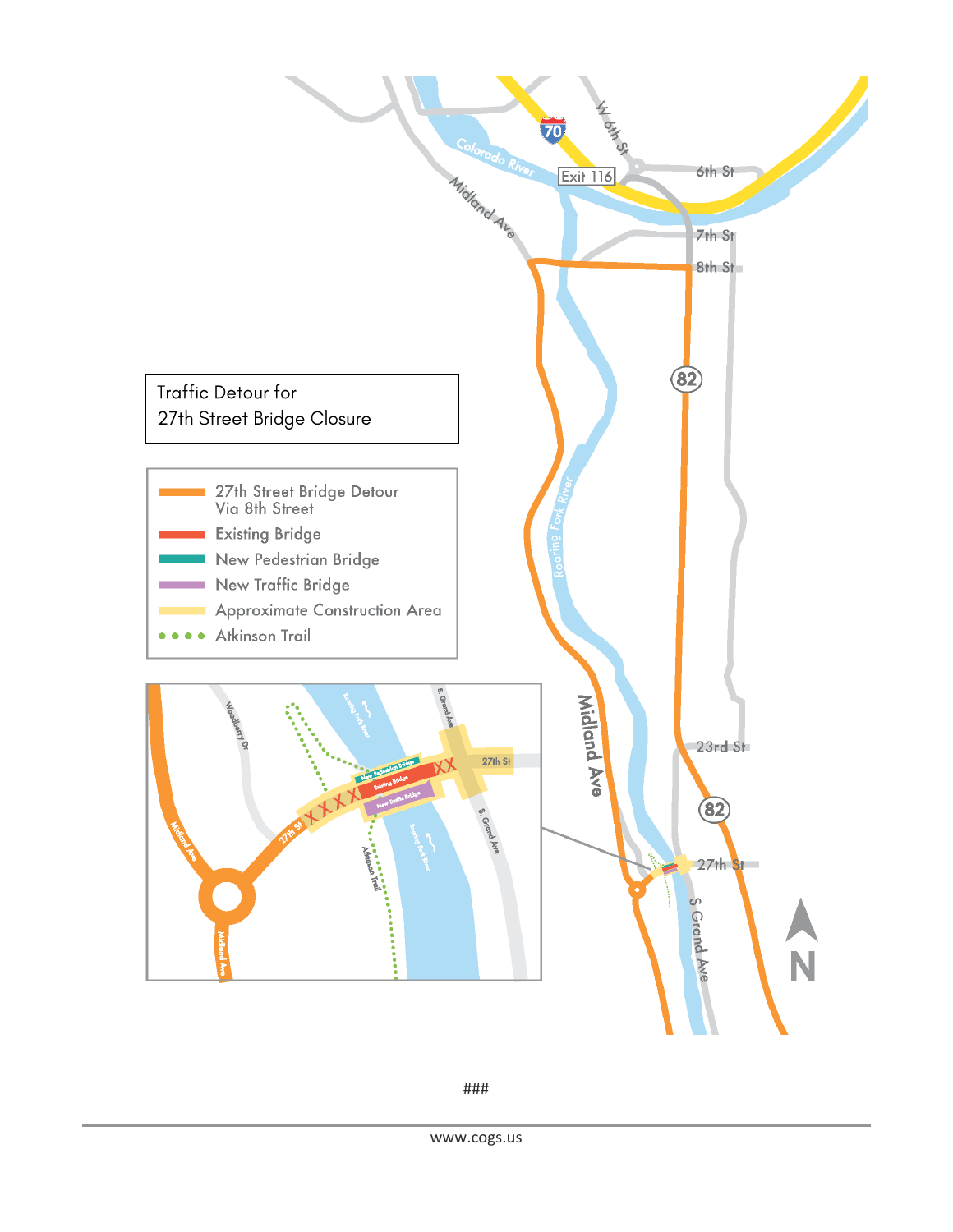Traffic Detour for
27th Street Bridge Closure

27th Street Bridge Detour Via 8th Street
Existing Bridge
New Pedestrian Bridge
New Traffic Bridge
Approximate Construction Area
Atkinson Trail

70
Exit 116
W 6th St
6th St
7th St
8th St
Colorado River
Midland Ave
Roaring Fork River
82
23rd St
27th St
S Grand Ave
N

Woodberry Dr
S. Grand Ave
27th St
New Pedestrian Bridge
Existing Bridge
New Traffic Bridge
Atkinson Trail
Roaring Fork River
Midland Ave

###

www.cogs.us